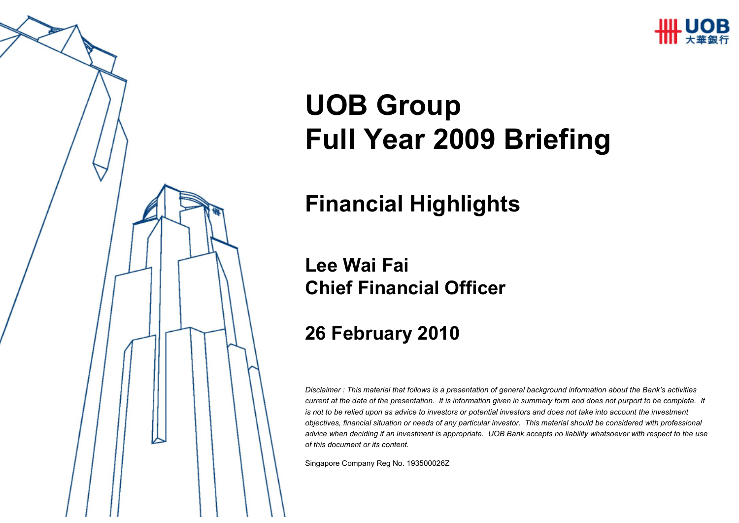# UOB Group
# Full Year 2009 Briefing

## Financial Highlights

### Lee Wai Fai
### Chief Financial Officer

### 26 February 2010

*Disclaimer : This material that follows is a presentation of general background information about the Bank's activities current at the date of the presentation. It is information given in summary form and does not purport to be complete. It is not to be relied upon as advice to investors or potential investors and does not take into account the investment objectives, financial situation or needs of any particular investor. This material should be considered with professional advice when deciding if an investment is appropriate. UOB Bank accepts no liability whatsoever with respect to the use of this document or its content.*

Singapore Company Reg No. 193500026Z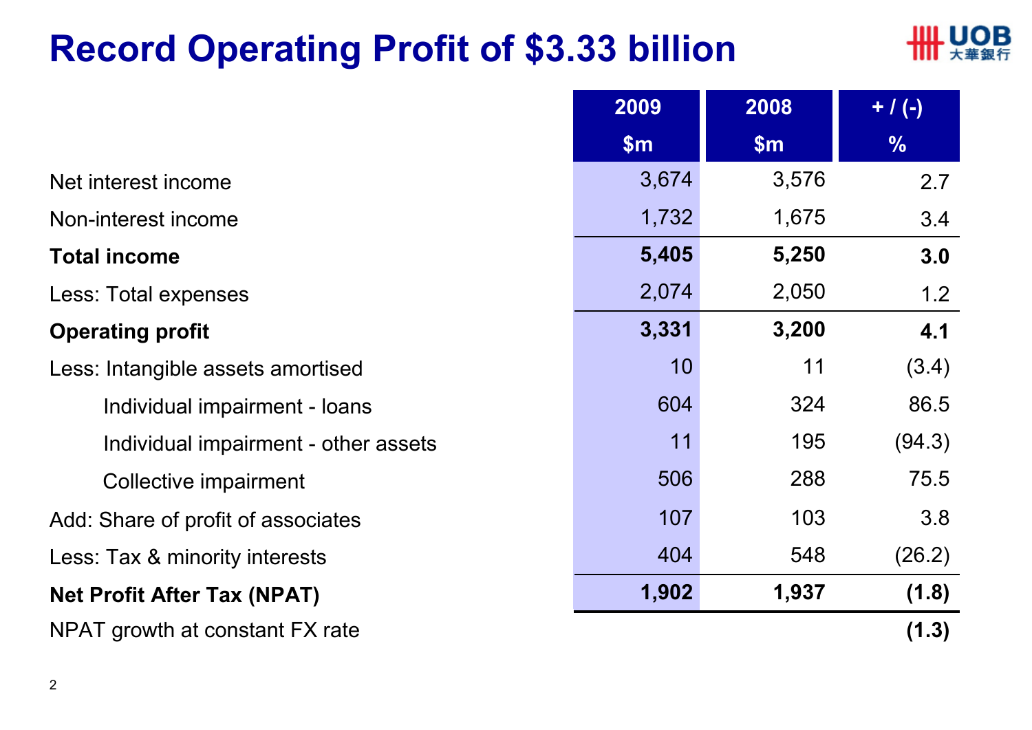# Record Operating Profit of $3.33 billion

| | 2009<br>$m | 2008<br>$m | + / (-)<br>% |
|---|---|---|---|
| Net interest income | 3,674 | 3,576 | 2.7 |
| Non-interest income | 1,732 | 1,675 | 3.4 |
| **Total income** | **5,405** | **5,250** | **3.0** |
| Less: Total expenses | 2,074 | 2,050 | 1.2 |
| **Operating profit** | **3,331** | **3,200** | **4.1** |
| Less: Intangible assets amortised | 10 | 11 | (3.4) |
| Individual impairment - loans | 604 | 324 | 86.5 |
| Individual impairment - other assets | 11 | 195 | (94.3) |
| Collective impairment | 506 | 288 | 75.5 |
| Add: Share of profit of associates | 107 | 103 | 3.8 |
| Less: Tax & minority interests | 404 | 548 | (26.2) |
| **Net Profit After Tax (NPAT)** | **1,902** | **1,937** | **(1.8)** |
| NPAT growth at constant FX rate | | | **(1.3)** |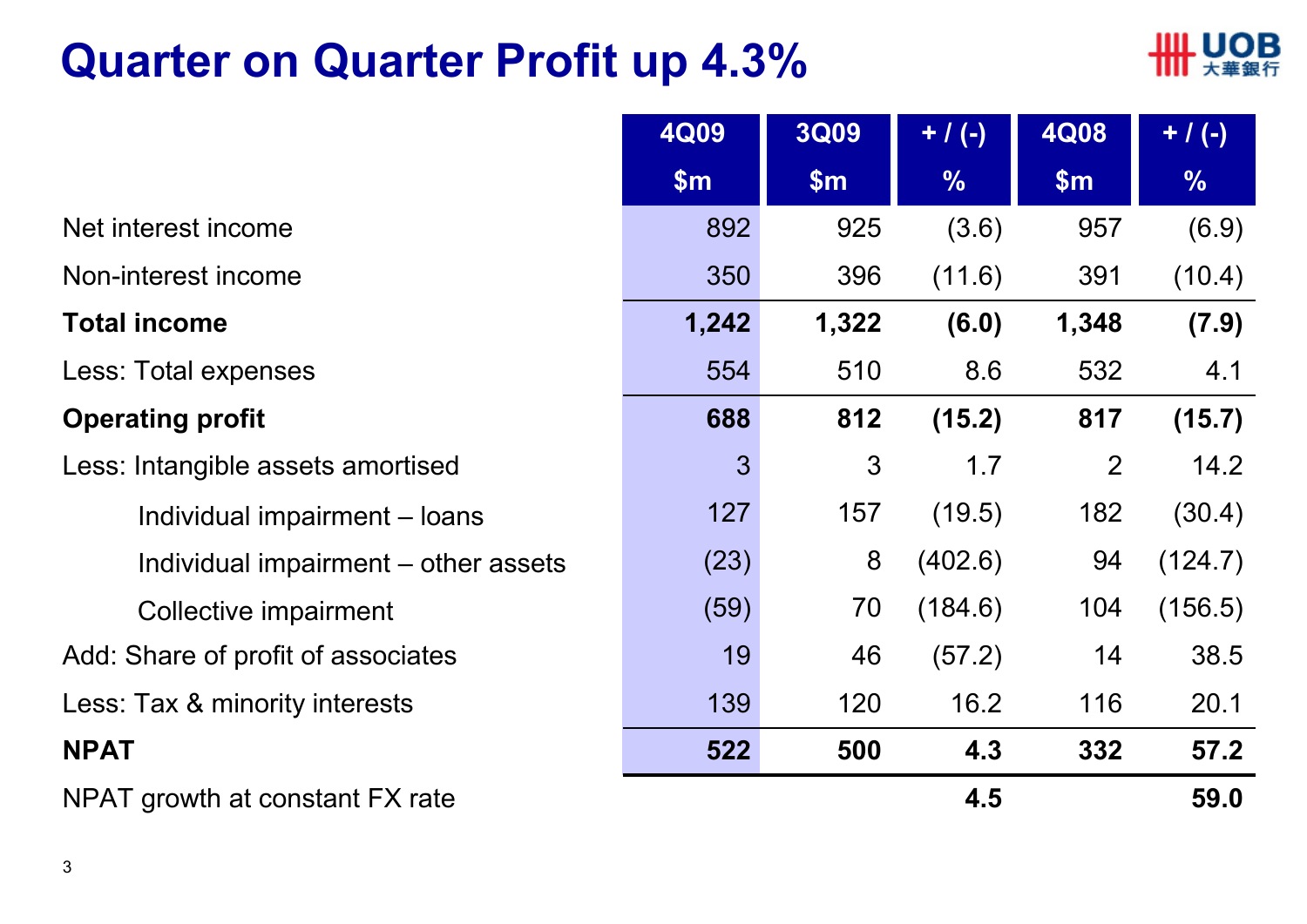# Quarter on Quarter Profit up 4.3%

| | 4Q09 $m | 3Q09 $m | + / (-) % | 4Q08 $m | + / (-) % |
|---|---|---|---|---|---|
| Net interest income | 892 | 925 | (3.6) | 957 | (6.9) |
| Non-interest income | 350 | 396 | (11.6) | 391 | (10.4) |
| **Total income** | **1,242** | **1,322** | **(6.0)** | **1,348** | **(7.9)** |
| Less: Total expenses | 554 | 510 | 8.6 | 532 | 4.1 |
| **Operating profit** | **688** | **812** | **(15.2)** | **817** | **(15.7)** |
| Less: Intangible assets amortised | 3 | 3 | 1.7 | 2 | 14.2 |
| Individual impairment – loans | 127 | 157 | (19.5) | 182 | (30.4) |
| Individual impairment – other assets | (23) | 8 | (402.6) | 94 | (124.7) |
| Collective impairment | (59) | 70 | (184.6) | 104 | (156.5) |
| Add: Share of profit of associates | 19 | 46 | (57.2) | 14 | 38.5 |
| Less: Tax & minority interests | 139 | 120 | 16.2 | 116 | 20.1 |
| **NPAT** | **522** | **500** | **4.3** | **332** | **57.2** |
| NPAT growth at constant FX rate | | | **4.5** | | **59.0** |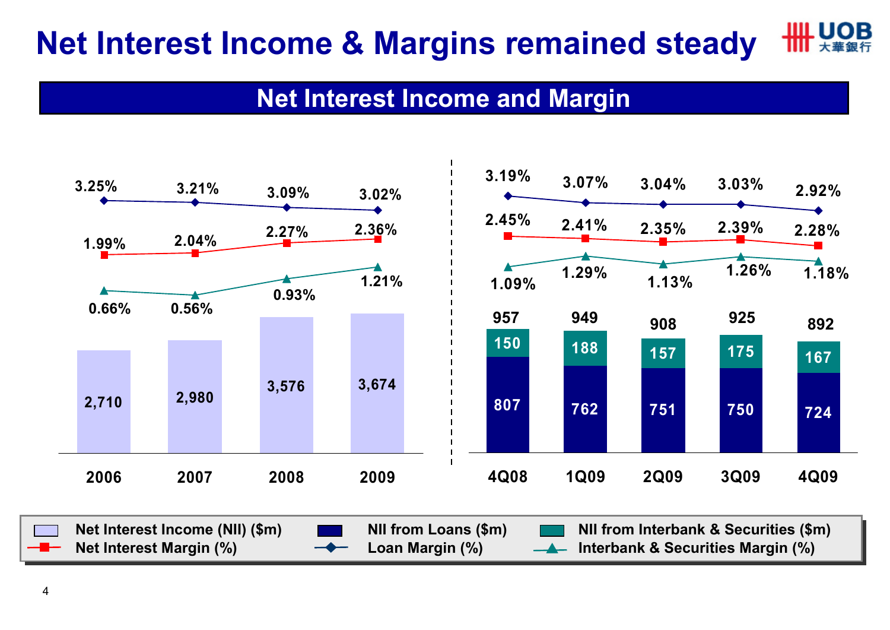# Net Interest Income & Margins remained steady

## Net Interest Income and Margin

| | 2006 | 2007 | 2008 | 2009 |
|---|---|---|---|---|
| Net Interest Income (NII) ($m) | 2,710 | 2,980 | 3,576 | 3,674 |
| Net Interest Margin (%) | 1.99% | 2.04% | 2.27% | 2.36% |
| Loan Margin (%) | 3.25% | 3.21% | 3.09% | 3.02% |
| Interbank & Securities Margin (%) | 0.66% | 0.56% | 0.93% | 1.21% |

| | 4Q08 | 1Q09 | 2Q09 | 3Q09 | 4Q09 |
|---|---|---|---|---|---|
| Net Interest Income (NII) ($m) | 957 | 949 | 908 | 925 | 892 |
| NII from Loans ($m) | 807 | 762 | 751 | 750 | 724 |
| NII from Interbank & Securities ($m) | 150 | 188 | 157 | 175 | 167 |
| Net Interest Margin (%) | 2.45% | 2.41% | 2.35% | 2.39% | 2.28% |
| Loan Margin (%) | 3.19% | 3.07% | 3.04% | 3.03% | 2.92% |
| Interbank & Securities Margin (%) | 1.09% | 1.29% | 1.13% | 1.26% | 1.18% |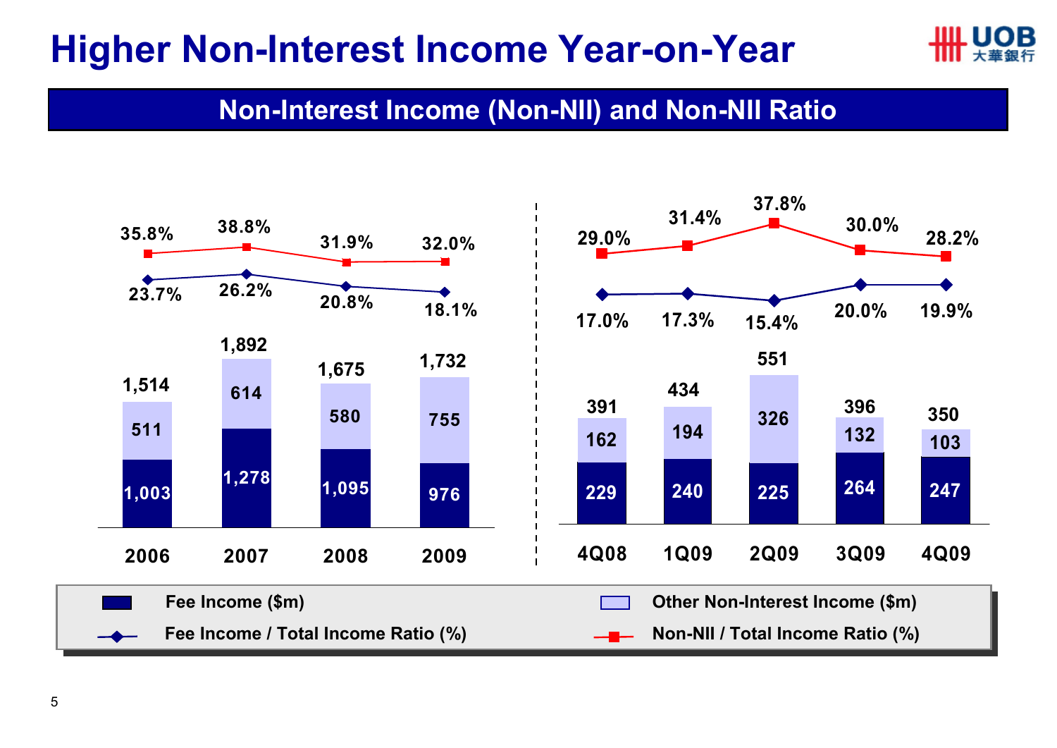# Higher Non-Interest Income Year-on-Year

## Non-Interest Income (Non-NII) and Non-NII Ratio

| | 2006 | 2007 | 2008 | 2009 |
|---|---|---|---|---|
| Fee Income ($m) | 1,003 | 1,278 | 1,095 | 976 |
| Other Non-Interest Income ($m) | 511 | 614 | 580 | 755 |
| Total | 1,514 | 1,892 | 1,675 | 1,732 |
| Fee Income / Total Income Ratio (%) | 23.7% | 26.2% | 20.8% | 18.1% |
| Non-NII / Total Income Ratio (%) | 35.8% | 38.8% | 31.9% | 32.0% |

| | 4Q08 | 1Q09 | 2Q09 | 3Q09 | 4Q09 |
|---|---|---|---|---|---|
| Fee Income ($m) | 229 | 240 | 225 | 264 | 247 |
| Other Non-Interest Income ($m) | 162 | 194 | 326 | 132 | 103 |
| Total | 391 | 434 | 551 | 396 | 350 |
| Fee Income / Total Income Ratio (%) | 17.0% | 17.3% | 15.4% | 20.0% | 19.9% |
| Non-NII / Total Income Ratio (%) | 29.0% | 31.4% | 37.8% | 30.0% | 28.2% |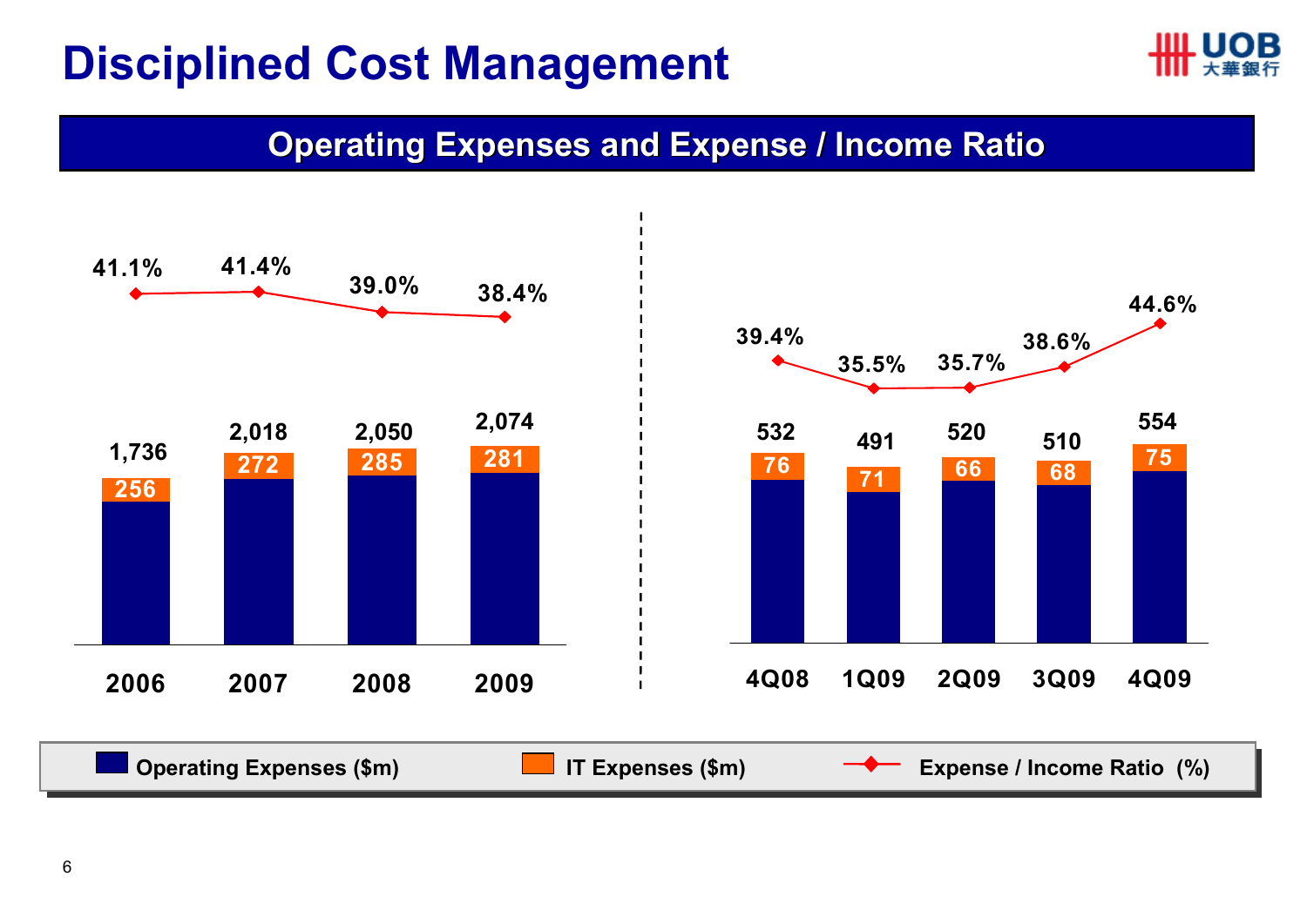# Disciplined Cost Management

## Operating Expenses and Expense / Income Ratio

| | 2006 | 2007 | 2008 | 2009 |
|---|---|---|---|---|
| Operating Expenses ($m) | 1,736 | 2,018 | 2,050 | 2,074 |
| IT Expenses ($m) | 256 | 272 | 285 | 281 |
| Expense / Income Ratio (%) | 41.1% | 41.4% | 39.0% | 38.4% |

| | 4Q08 | 1Q09 | 2Q09 | 3Q09 | 4Q09 |
|---|---|---|---|---|---|
| Operating Expenses ($m) | 532 | 491 | 520 | 510 | 554 |
| IT Expenses ($m) | 76 | 71 | 66 | 68 | 75 |
| Expense / Income Ratio (%) | 39.4% | 35.5% | 35.7% | 38.6% | 44.6% |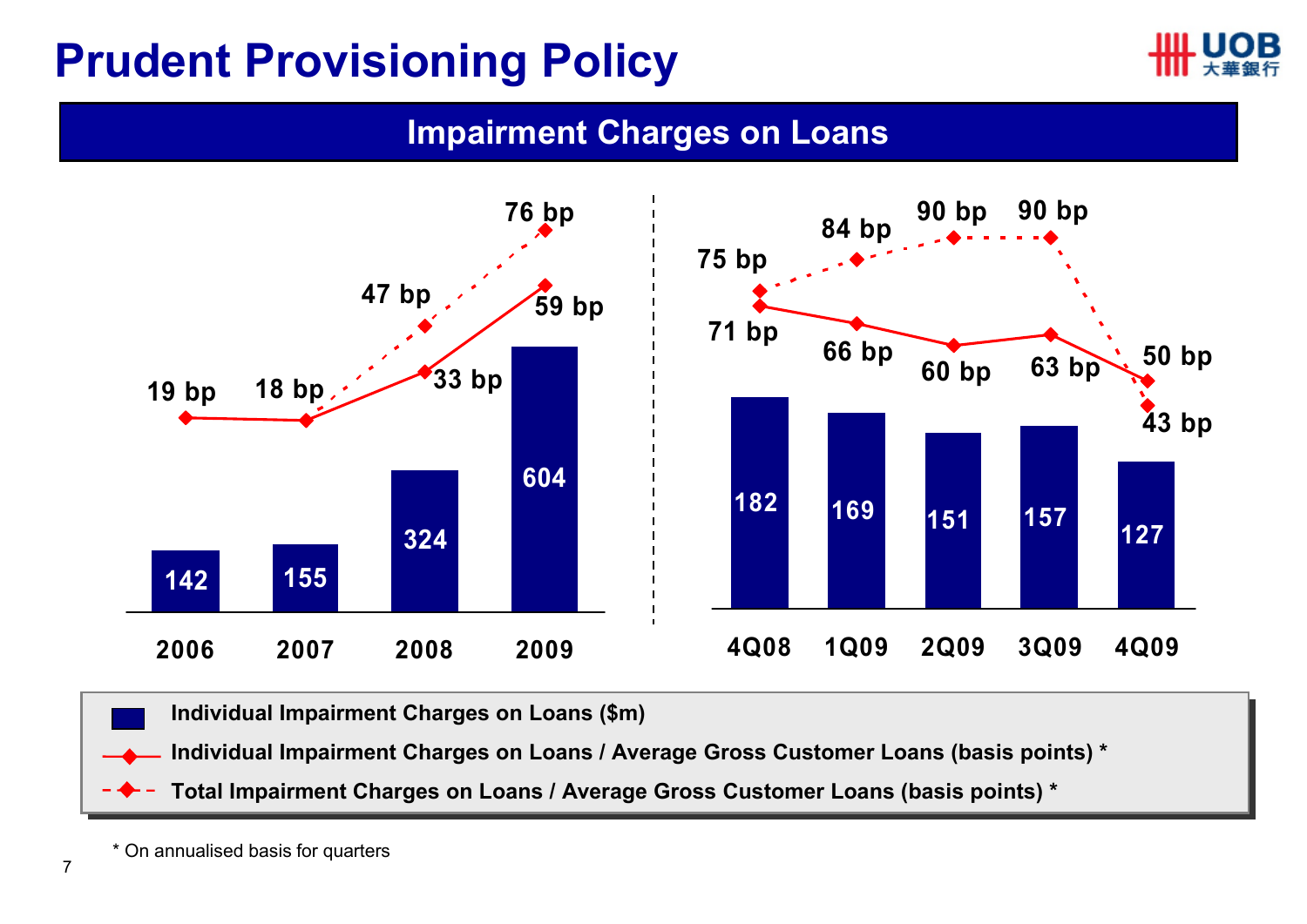# Prudent Provisioning Policy

## Impairment Charges on Loans

| Year | Individual Impairment Charges on Loans ($m) | Individual Impairment Charges on Loans / Average Gross Customer Loans (basis points) * | Total Impairment Charges on Loans / Average Gross Customer Loans (basis points) * |
|---|---|---|---|
| 2006 | 142 | 19 bp | |
| 2007 | 155 | 18 bp | 18 bp |
| 2008 | 324 | 33 bp | 47 bp |
| 2009 | 604 | 59 bp | 76 bp |

| Quarter | Individual Impairment Charges on Loans ($m) | Individual Impairment Charges on Loans / Average Gross Customer Loans (basis points) * | Total Impairment Charges on Loans / Average Gross Customer Loans (basis points) * |
|---|---|---|---|
| 4Q08 | 182 | 71 bp | 75 bp |
| 1Q09 | 169 | 66 bp | 84 bp |
| 2Q09 | 151 | 60 bp | 90 bp |
| 3Q09 | 157 | 63 bp | 90 bp |
| 4Q09 | 127 | 50 bp | 43 bp |

* On annualised basis for quarters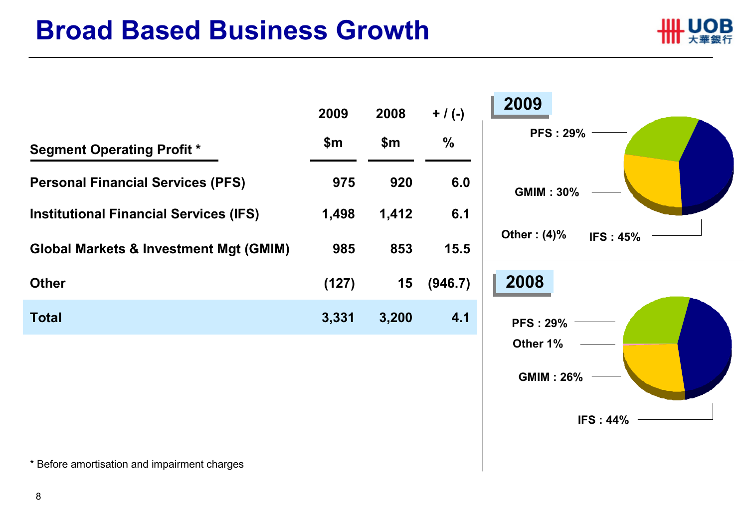# Broad Based Business Growth

| Segment Operating Profit * | 2009 $m | 2008 $m | + / (-) % |
|---|---|---|---|
| Personal Financial Services (PFS) | 975 | 920 | 6.0 |
| Institutional Financial Services (IFS) | 1,498 | 1,412 | 6.1 |
| Global Markets & Investment Mgt (GMIM) | 985 | 853 | 15.5 |
| Other | (127) | 15 | (946.7) |
| **Total** | **3,331** | **3,200** | **4.1** |

**2009**

- PFS : 29%
- GMIM : 30%
- Other : (4)%
- IFS : 45%

**2008**

- PFS : 29%
- Other 1%
- GMIM : 26%
- IFS : 44%

* Before amortisation and impairment charges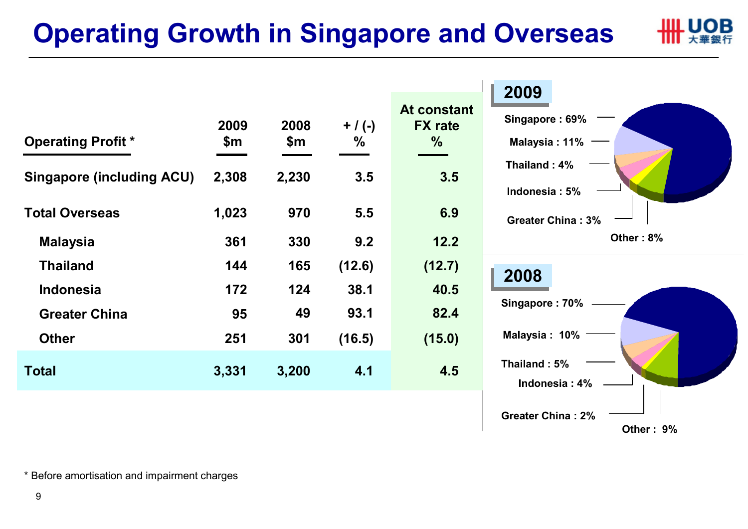# Operating Growth in Singapore and Overseas

| Operating Profit * | 2009 $m | 2008 $m | + / (-) % | At constant FX rate % |
|---|---|---|---|---|
| Singapore (including ACU) | 2,308 | 2,230 | 3.5 | 3.5 |
| Total Overseas | 1,023 | 970 | 5.5 | 6.9 |
| Malaysia | 361 | 330 | 9.2 | 12.2 |
| Thailand | 144 | 165 | (12.6) | (12.7) |
| Indonesia | 172 | 124 | 38.1 | 40.5 |
| Greater China | 95 | 49 | 93.1 | 82.4 |
| Other | 251 | 301 | (16.5) | (15.0) |
| Total | 3,331 | 3,200 | 4.1 | 4.5 |

**2009**

- Singapore : 69%
- Malaysia : 11%
- Thailand : 4%
- Indonesia : 5%
- Greater China : 3%
- Other : 8%

**2008**

- Singapore : 70%
- Malaysia : 10%
- Thailand : 5%
- Indonesia : 4%
- Greater China : 2%
- Other : 9%

* Before amortisation and impairment charges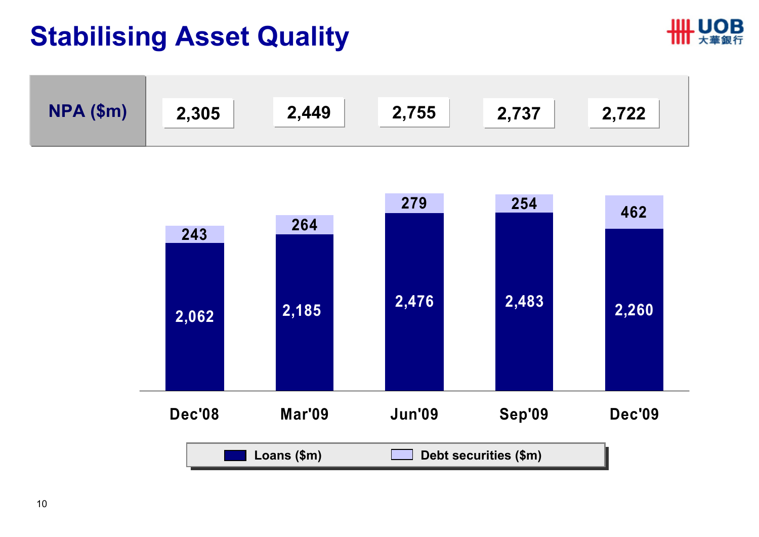# Stabilising Asset Quality

| | Dec'08 | Mar'09 | Jun'09 | Sep'09 | Dec'09 |
|---|---|---|---|---|---|
| NPA ($m) | 2,305 | 2,449 | 2,755 | 2,737 | 2,722 |
| Loans ($m) | 2,062 | 2,185 | 2,476 | 2,483 | 2,260 |
| Debt securities ($m) | 243 | 264 | 279 | 254 | 462 |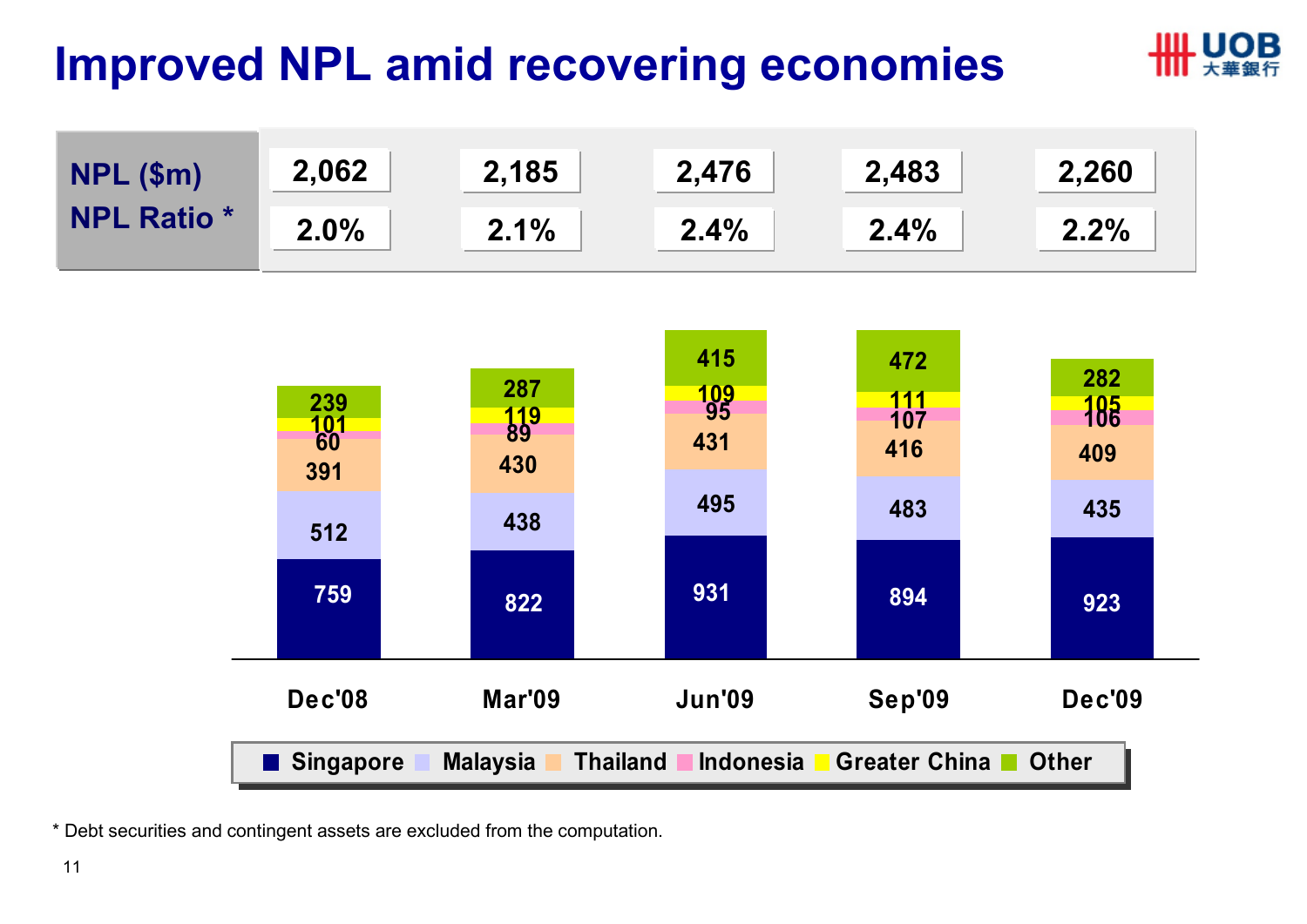# Improved NPL amid recovering economies

| | Dec'08 | Mar'09 | Jun'09 | Sep'09 | Dec'09 |
|---|---|---|---|---|---|
| NPL ($m) | 2,062 | 2,185 | 2,476 | 2,483 | 2,260 |
| NPL Ratio * | 2.0% | 2.1% | 2.4% | 2.4% | 2.2% |

| | Dec'08 | Mar'09 | Jun'09 | Sep'09 | Dec'09 |
|---|---|---|---|---|---|
| Singapore | 759 | 822 | 931 | 894 | 923 |
| Malaysia | 512 | 438 | 495 | 483 | 435 |
| Thailand | 391 | 430 | 431 | 416 | 409 |
| Indonesia | 60 | 89 | 95 | 107 | 106 |
| Greater China | 101 | 119 | 109 | 111 | 105 |
| Other | 239 | 287 | 415 | 472 | 282 |

* Debt securities and contingent assets are excluded from the computation.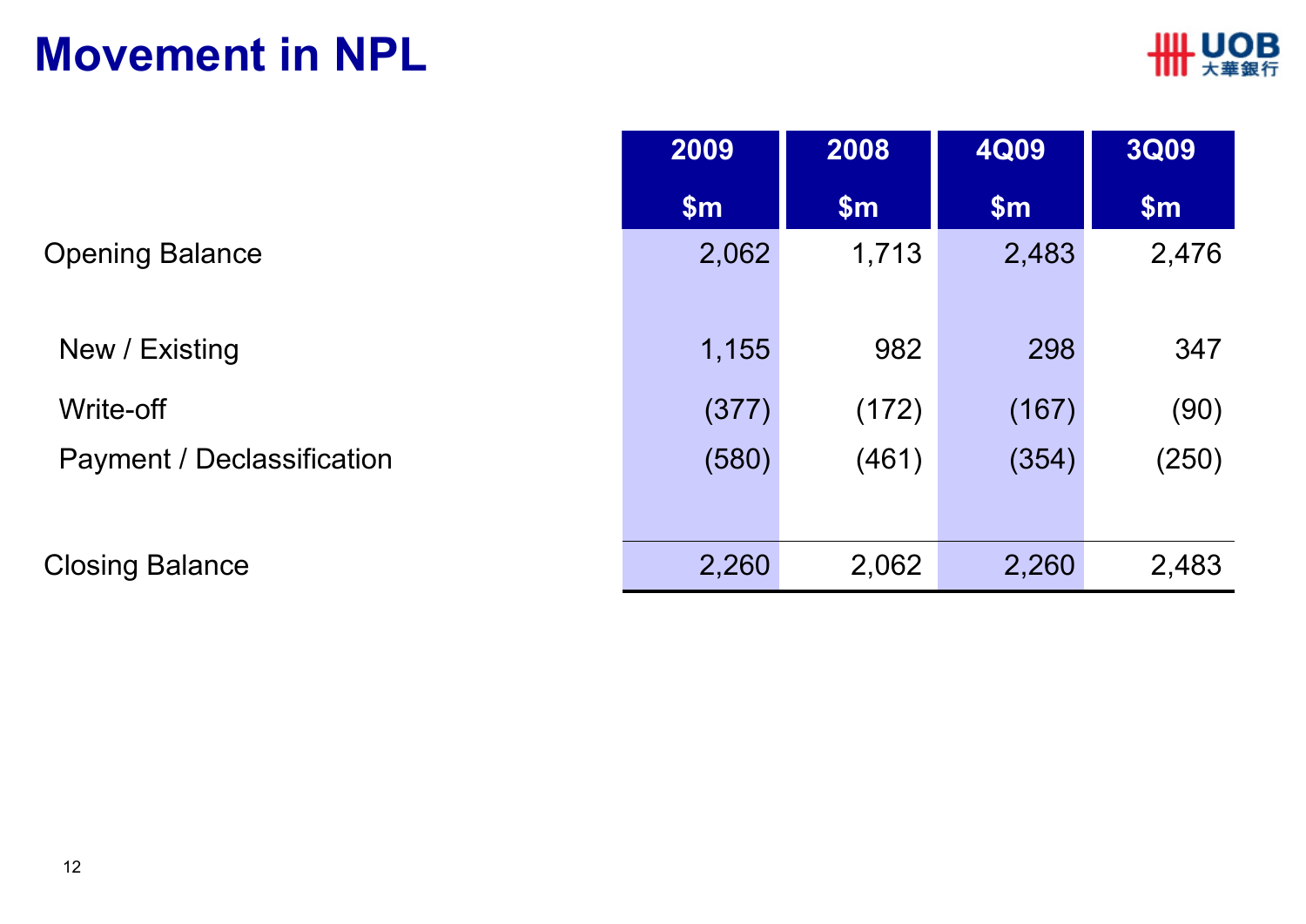# Movement in NPL

| | 2009 $m | 2008 $m | 4Q09 $m | 3Q09 $m |
|---|---|---|---|---|
| Opening Balance | 2,062 | 1,713 | 2,483 | 2,476 |
| New / Existing | 1,155 | 982 | 298 | 347 |
| Write-off | (377) | (172) | (167) | (90) |
| Payment / Declassification | (580) | (461) | (354) | (250) |
| Closing Balance | 2,260 | 2,062 | 2,260 | 2,483 |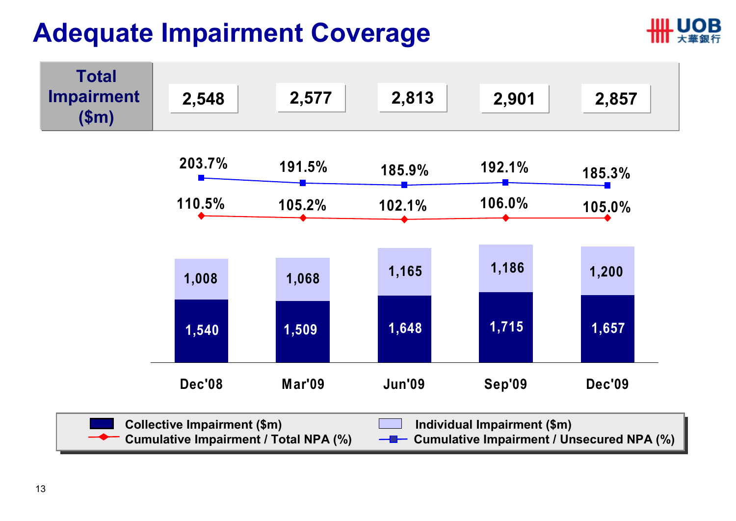# Adequate Impairment Coverage

| | Dec'08 | Mar'09 | Jun'09 | Sep'09 | Dec'09 |
|---|---|---|---|---|---|
| Total Impairment ($m) | 2,548 | 2,577 | 2,813 | 2,901 | 2,857 |
| Cumulative Impairment / Unsecured NPA (%) | 203.7% | 191.5% | 185.9% | 192.1% | 185.3% |
| Cumulative Impairment / Total NPA (%) | 110.5% | 105.2% | 102.1% | 106.0% | 105.0% |
| Individual Impairment ($m) | 1,008 | 1,068 | 1,165 | 1,186 | 1,200 |
| Collective Impairment ($m) | 1,540 | 1,509 | 1,648 | 1,715 | 1,657 |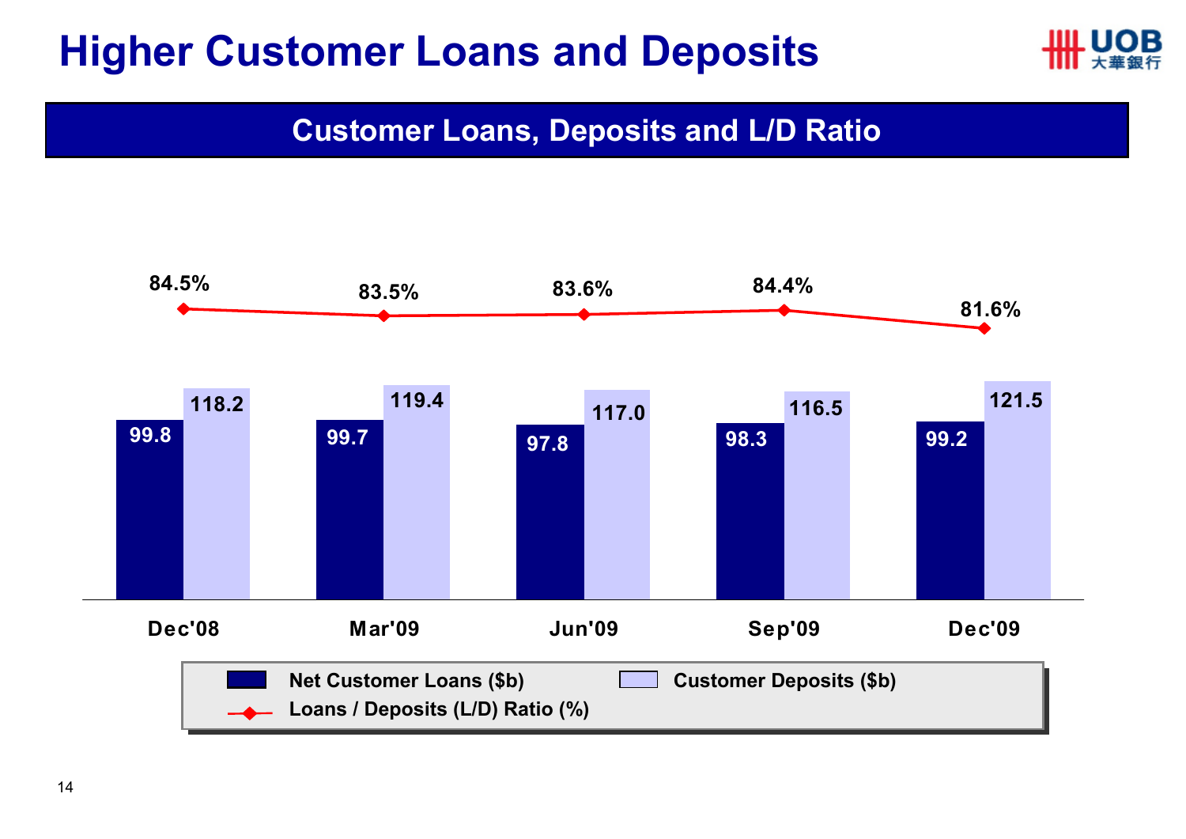# Higher Customer Loans and Deposits

## Customer Loans, Deposits and L/D Ratio

| | Dec'08 | Mar'09 | Jun'09 | Sep'09 | Dec'09 |
|---|---|---|---|---|---|
| Net Customer Loans ($b) | 99.8 | 99.7 | 97.8 | 98.3 | 99.2 |
| Customer Deposits ($b) | 118.2 | 119.4 | 117.0 | 116.5 | 121.5 |
| Loans / Deposits (L/D) Ratio (%) | 84.5% | 83.5% | 83.6% | 84.4% | 81.6% |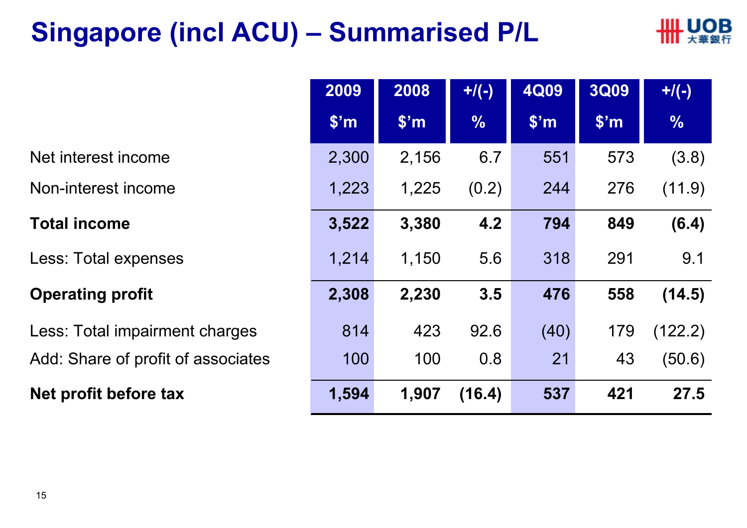# Singapore (incl ACU) – Summarised P/L

| | 2009 $'m | 2008 $'m | +/(-) % | 4Q09 $'m | 3Q09 $'m | +/(-) % |
|---|---|---|---|---|---|---|
| Net interest income | 2,300 | 2,156 | 6.7 | 551 | 573 | (3.8) |
| Non-interest income | 1,223 | 1,225 | (0.2) | 244 | 276 | (11.9) |
| **Total income** | **3,522** | **3,380** | **4.2** | **794** | **849** | **(6.4)** |
| Less: Total expenses | 1,214 | 1,150 | 5.6 | 318 | 291 | 9.1 |
| **Operating profit** | **2,308** | **2,230** | **3.5** | **476** | **558** | **(14.5)** |
| Less: Total impairment charges | 814 | 423 | 92.6 | (40) | 179 | (122.2) |
| Add: Share of profit of associates | 100 | 100 | 0.8 | 21 | 43 | (50.6) |
| **Net profit before tax** | **1,594** | **1,907** | **(16.4)** | **537** | **421** | **27.5** |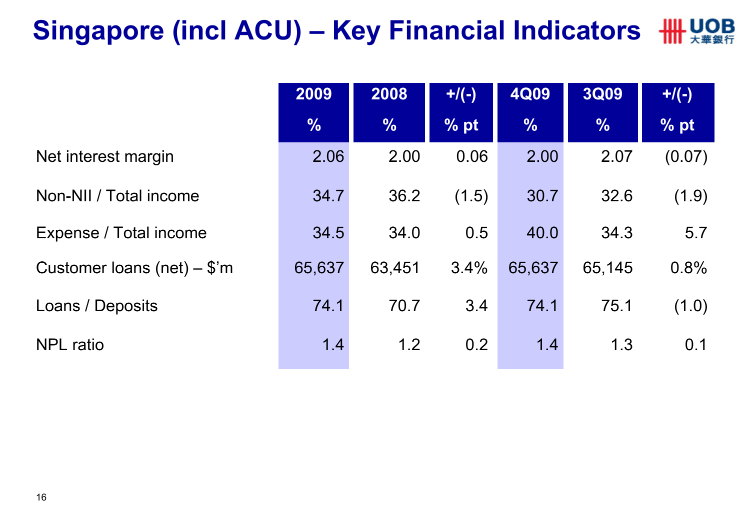# Singapore (incl ACU) – Key Financial Indicators

| | 2009 % | 2008 % | +/(-) % pt | 4Q09 % | 3Q09 % | +/(-) % pt |
|---|---|---|---|---|---|---|
| Net interest margin | 2.06 | 2.00 | 0.06 | 2.00 | 2.07 | (0.07) |
| Non-NII / Total income | 34.7 | 36.2 | (1.5) | 30.7 | 32.6 | (1.9) |
| Expense / Total income | 34.5 | 34.0 | 0.5 | 40.0 | 34.3 | 5.7 |
| Customer loans (net) – $'m | 65,637 | 63,451 | 3.4% | 65,637 | 65,145 | 0.8% |
| Loans / Deposits | 74.1 | 70.7 | 3.4 | 74.1 | 75.1 | (1.0) |
| NPL ratio | 1.4 | 1.2 | 0.2 | 1.4 | 1.3 | 0.1 |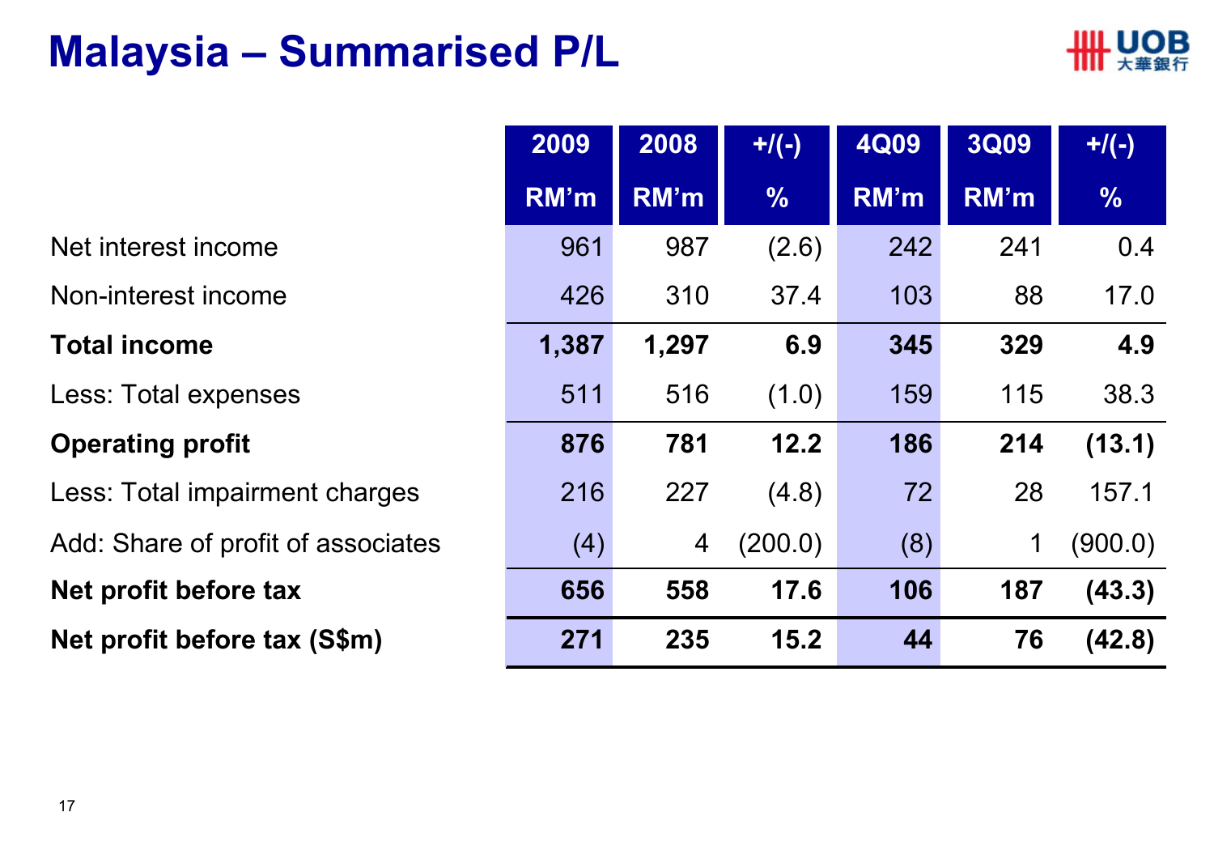# Malaysia – Summarised P/L

| | 2009 RM'm | 2008 RM'm | +/(-) % | 4Q09 RM'm | 3Q09 RM'm | +/(-) % |
|---|---|---|---|---|---|---|
| Net interest income | 961 | 987 | (2.6) | 242 | 241 | 0.4 |
| Non-interest income | 426 | 310 | 37.4 | 103 | 88 | 17.0 |
| **Total income** | **1,387** | **1,297** | **6.9** | **345** | **329** | **4.9** |
| Less: Total expenses | 511 | 516 | (1.0) | 159 | 115 | 38.3 |
| **Operating profit** | **876** | **781** | **12.2** | **186** | **214** | **(13.1)** |
| Less: Total impairment charges | 216 | 227 | (4.8) | 72 | 28 | 157.1 |
| Add: Share of profit of associates | (4) | 4 | (200.0) | (8) | 1 | (900.0) |
| **Net profit before tax** | **656** | **558** | **17.6** | **106** | **187** | **(43.3)** |
| **Net profit before tax (S$m)** | **271** | **235** | **15.2** | **44** | **76** | **(42.8)** |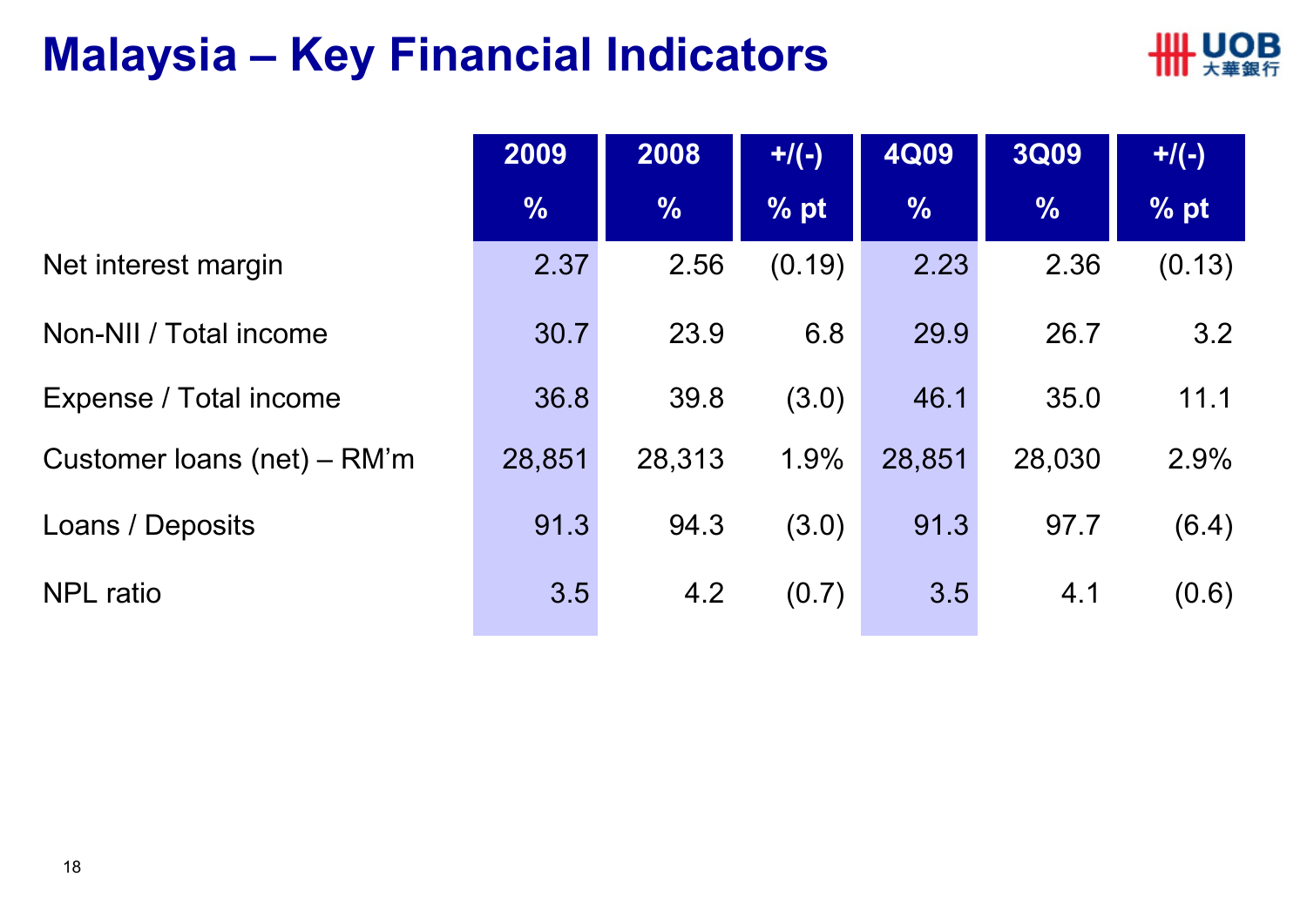# Malaysia – Key Financial Indicators

| | 2009<br>% | 2008<br>% | +/(-)<br>% pt | 4Q09<br>% | 3Q09<br>% | +/(-)<br>% pt |
|---|---|---|---|---|---|---|
| Net interest margin | 2.37 | 2.56 | (0.19) | 2.23 | 2.36 | (0.13) |
| Non-NII / Total income | 30.7 | 23.9 | 6.8 | 29.9 | 26.7 | 3.2 |
| Expense / Total income | 36.8 | 39.8 | (3.0) | 46.1 | 35.0 | 11.1 |
| Customer loans (net) – RM'm | 28,851 | 28,313 | 1.9% | 28,851 | 28,030 | 2.9% |
| Loans / Deposits | 91.3 | 94.3 | (3.0) | 91.3 | 97.7 | (6.4) |
| NPL ratio | 3.5 | 4.2 | (0.7) | 3.5 | 4.1 | (0.6) |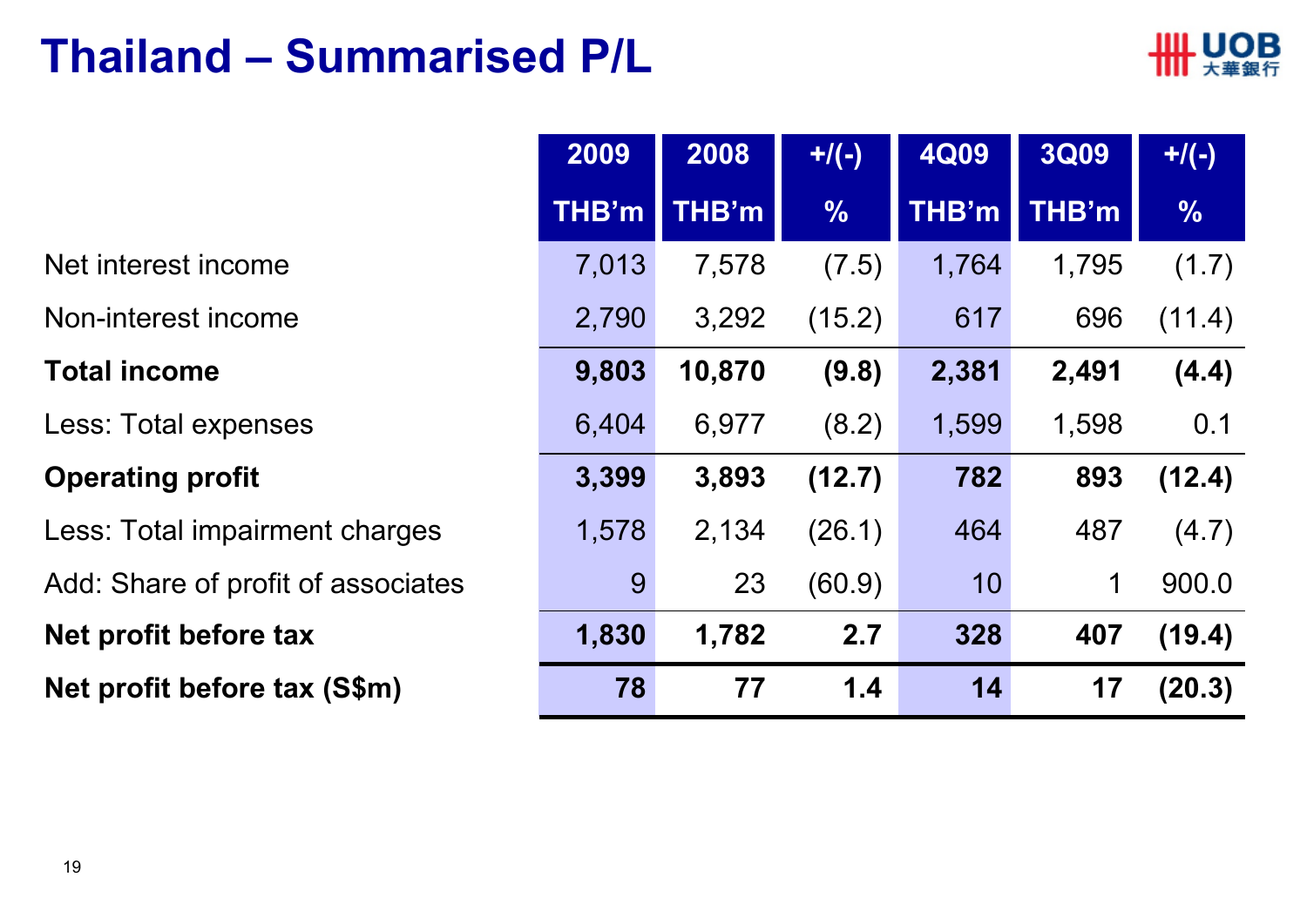# Thailand – Summarised P/L

| | 2009 THB'm | 2008 THB'm | +/(-) % | 4Q09 THB'm | 3Q09 THB'm | +/(-) % |
|---|---|---|---|---|---|---|
| Net interest income | 7,013 | 7,578 | (7.5) | 1,764 | 1,795 | (1.7) |
| Non-interest income | 2,790 | 3,292 | (15.2) | 617 | 696 | (11.4) |
| **Total income** | **9,803** | **10,870** | **(9.8)** | **2,381** | **2,491** | **(4.4)** |
| Less: Total expenses | 6,404 | 6,977 | (8.2) | 1,599 | 1,598 | 0.1 |
| **Operating profit** | **3,399** | **3,893** | **(12.7)** | **782** | **893** | **(12.4)** |
| Less: Total impairment charges | 1,578 | 2,134 | (26.1) | 464 | 487 | (4.7) |
| Add: Share of profit of associates | 9 | 23 | (60.9) | 10 | 1 | 900.0 |
| **Net profit before tax** | **1,830** | **1,782** | **2.7** | **328** | **407** | **(19.4)** |
| **Net profit before tax (S$m)** | **78** | **77** | **1.4** | **14** | **17** | **(20.3)** |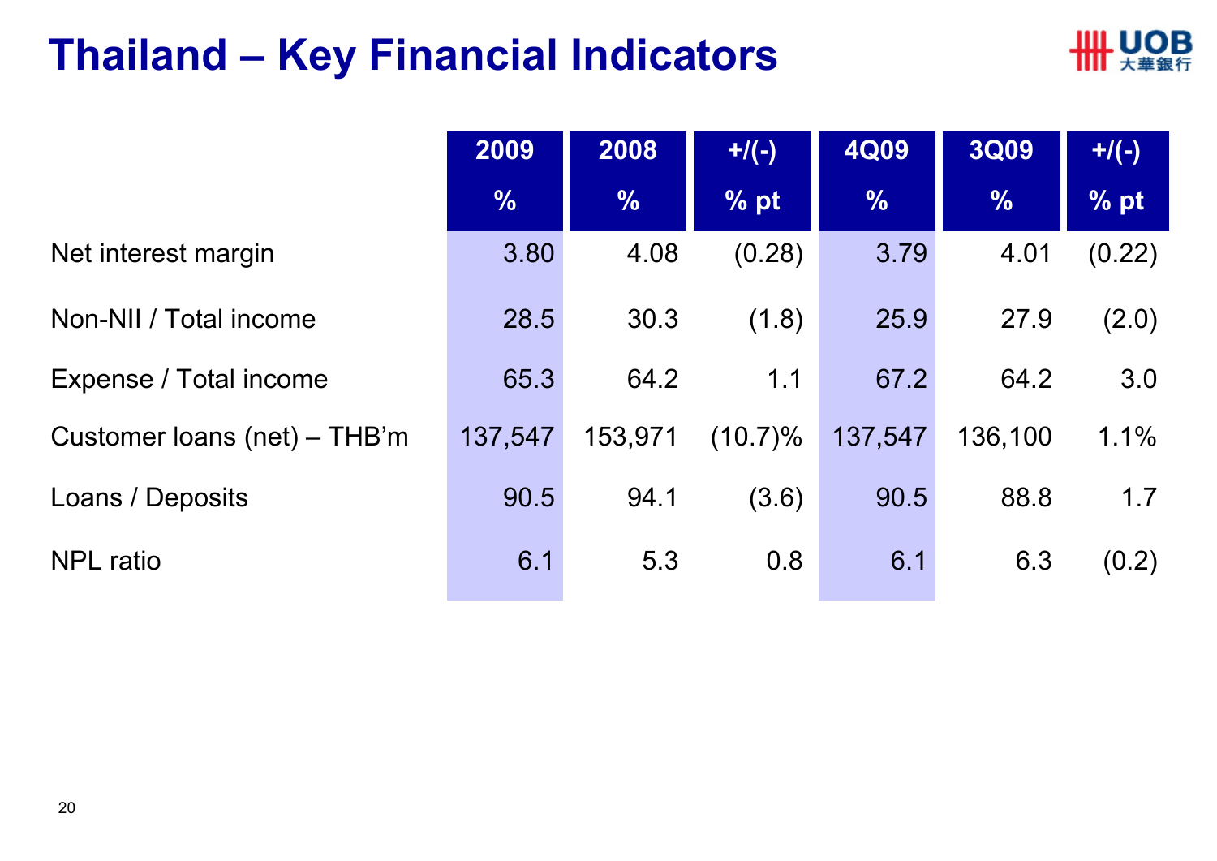# Thailand – Key Financial Indicators

| | 2009 | 2008 | +/(-) | 4Q09 | 3Q09 | +/(-) |
|---|---|---|---|---|---|---|
| | % | % | % pt | % | % | % pt |
| Net interest margin | 3.80 | 4.08 | (0.28) | 3.79 | 4.01 | (0.22) |
| Non-NII / Total income | 28.5 | 30.3 | (1.8) | 25.9 | 27.9 | (2.0) |
| Expense / Total income | 65.3 | 64.2 | 1.1 | 67.2 | 64.2 | 3.0 |
| Customer loans (net) – THB'm | 137,547 | 153,971 | (10.7)% | 137,547 | 136,100 | 1.1% |
| Loans / Deposits | 90.5 | 94.1 | (3.6) | 90.5 | 88.8 | 1.7 |
| NPL ratio | 6.1 | 5.3 | 0.8 | 6.1 | 6.3 | (0.2) |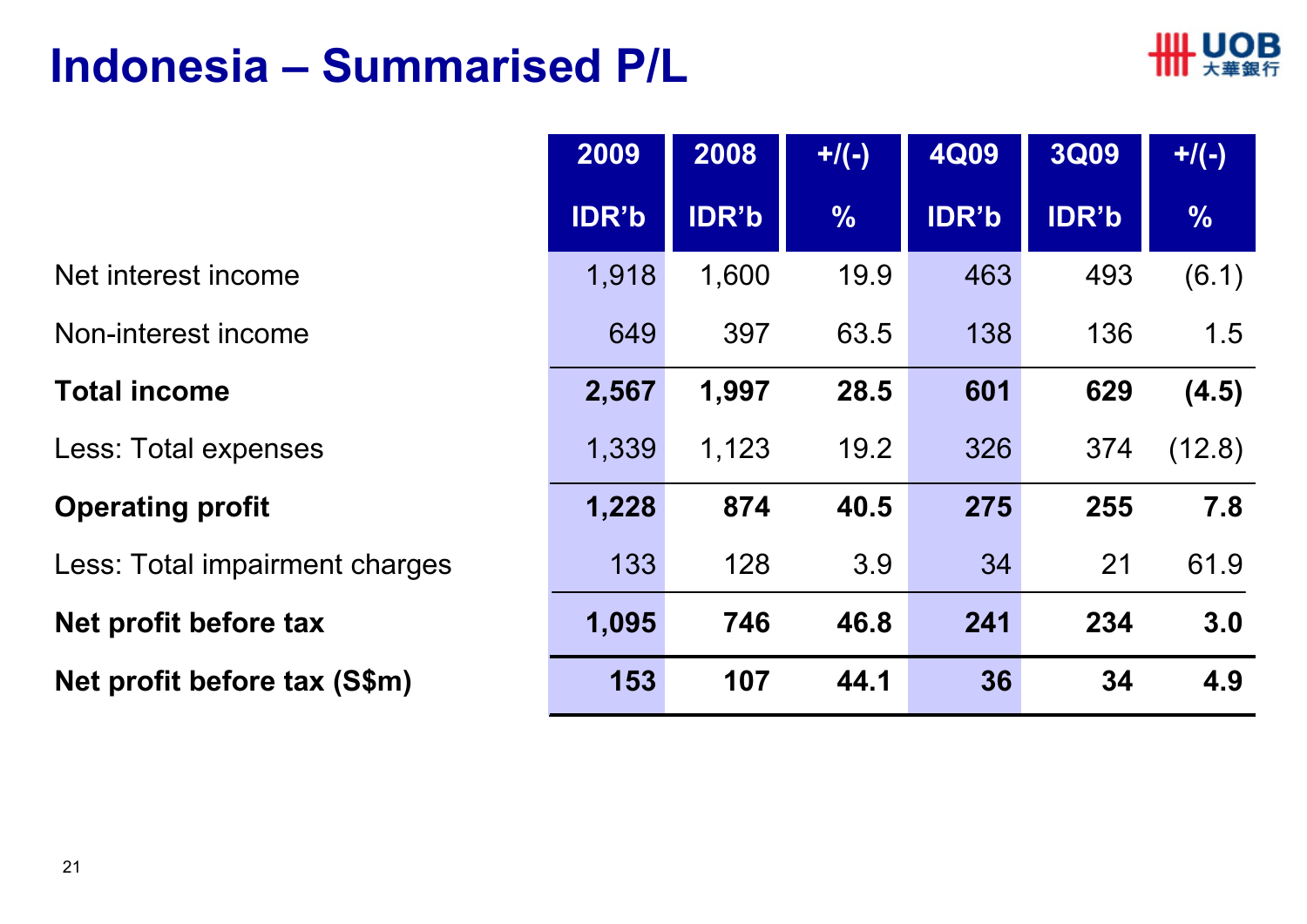# Indonesia – Summarised P/L

| | 2009 IDR'b | 2008 IDR'b | +/(-) % | 4Q09 IDR'b | 3Q09 IDR'b | +/(-) % |
|---|---|---|---|---|---|---|
| Net interest income | 1,918 | 1,600 | 19.9 | 463 | 493 | (6.1) |
| Non-interest income | 649 | 397 | 63.5 | 138 | 136 | 1.5 |
| **Total income** | **2,567** | **1,997** | **28.5** | **601** | **629** | **(4.5)** |
| Less: Total expenses | 1,339 | 1,123 | 19.2 | 326 | 374 | (12.8) |
| **Operating profit** | **1,228** | **874** | **40.5** | **275** | **255** | **7.8** |
| Less: Total impairment charges | 133 | 128 | 3.9 | 34 | 21 | 61.9 |
| **Net profit before tax** | **1,095** | **746** | **46.8** | **241** | **234** | **3.0** |
| **Net profit before tax (S$m)** | **153** | **107** | **44.1** | **36** | **34** | **4.9** |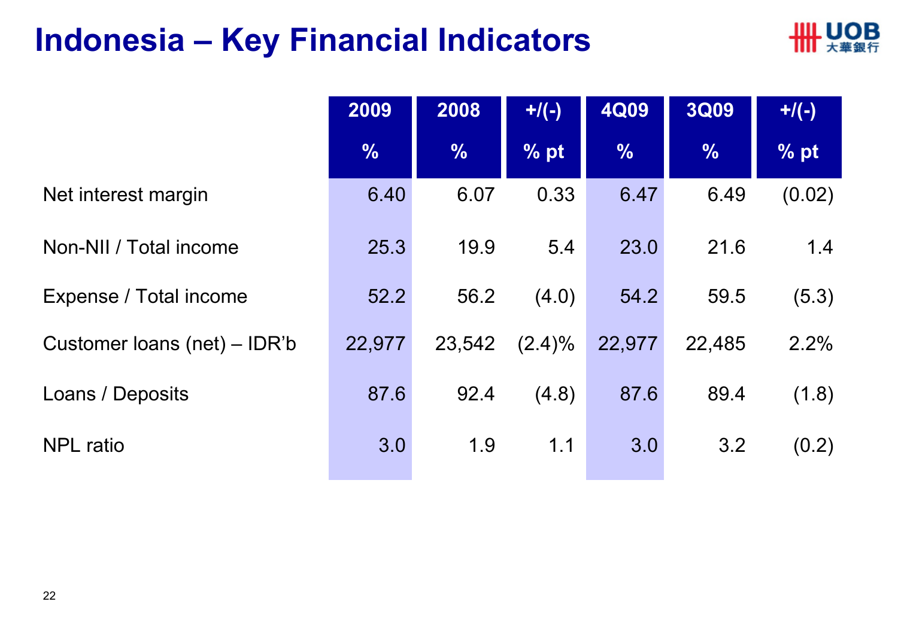# Indonesia – Key Financial Indicators

| | 2009 | 2008 | +/(-) | 4Q09 | 3Q09 | +/(-) |
|---|---|---|---|---|---|---|
| | % | % | % pt | % | % | % pt |
| Net interest margin | 6.40 | 6.07 | 0.33 | 6.47 | 6.49 | (0.02) |
| Non-NII / Total income | 25.3 | 19.9 | 5.4 | 23.0 | 21.6 | 1.4 |
| Expense / Total income | 52.2 | 56.2 | (4.0) | 54.2 | 59.5 | (5.3) |
| Customer loans (net) – IDR'b | 22,977 | 23,542 | (2.4)% | 22,977 | 22,485 | 2.2% |
| Loans / Deposits | 87.6 | 92.4 | (4.8) | 87.6 | 89.4 | (1.8) |
| NPL ratio | 3.0 | 1.9 | 1.1 | 3.0 | 3.2 | (0.2) |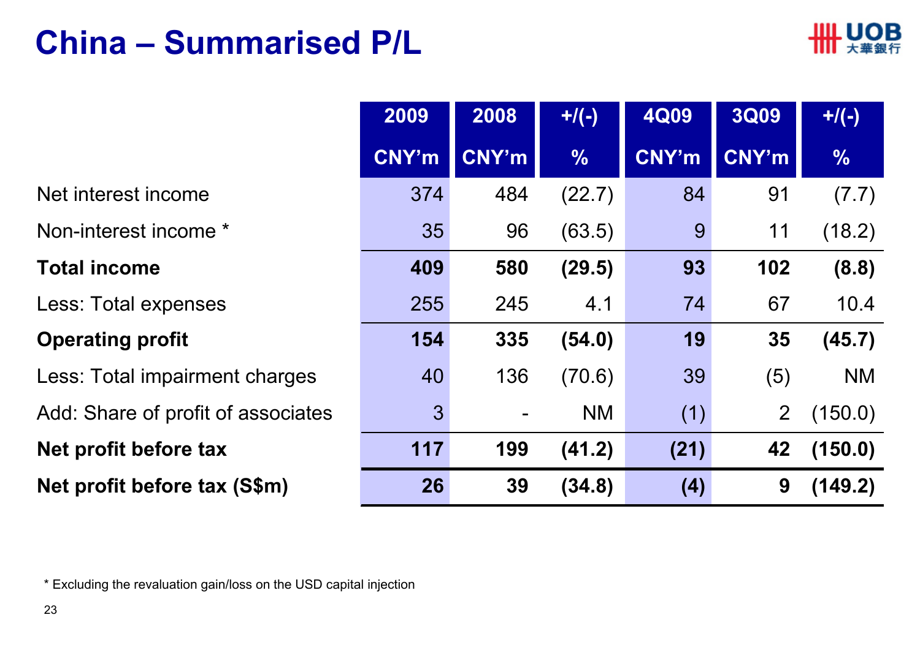# China – Summarised P/L

| | 2009 CNY'm | 2008 CNY'm | +/(-) % | 4Q09 CNY'm | 3Q09 CNY'm | +/(-) % |
|---|---|---|---|---|---|---|
| Net interest income | 374 | 484 | (22.7) | 84 | 91 | (7.7) |
| Non-interest income * | 35 | 96 | (63.5) | 9 | 11 | (18.2) |
| **Total income** | **409** | **580** | **(29.5)** | **93** | **102** | **(8.8)** |
| Less: Total expenses | 255 | 245 | 4.1 | 74 | 67 | 10.4 |
| **Operating profit** | **154** | **335** | **(54.0)** | **19** | **35** | **(45.7)** |
| Less: Total impairment charges | 40 | 136 | (70.6) | 39 | (5) | NM |
| Add: Share of profit of associates | 3 | - | NM | (1) | 2 | (150.0) |
| **Net profit before tax** | **117** | **199** | **(41.2)** | **(21)** | **42** | **(150.0)** |
| **Net profit before tax (S$m)** | **26** | **39** | **(34.8)** | **(4)** | **9** | **(149.2)** |

* Excluding the revaluation gain/loss on the USD capital injection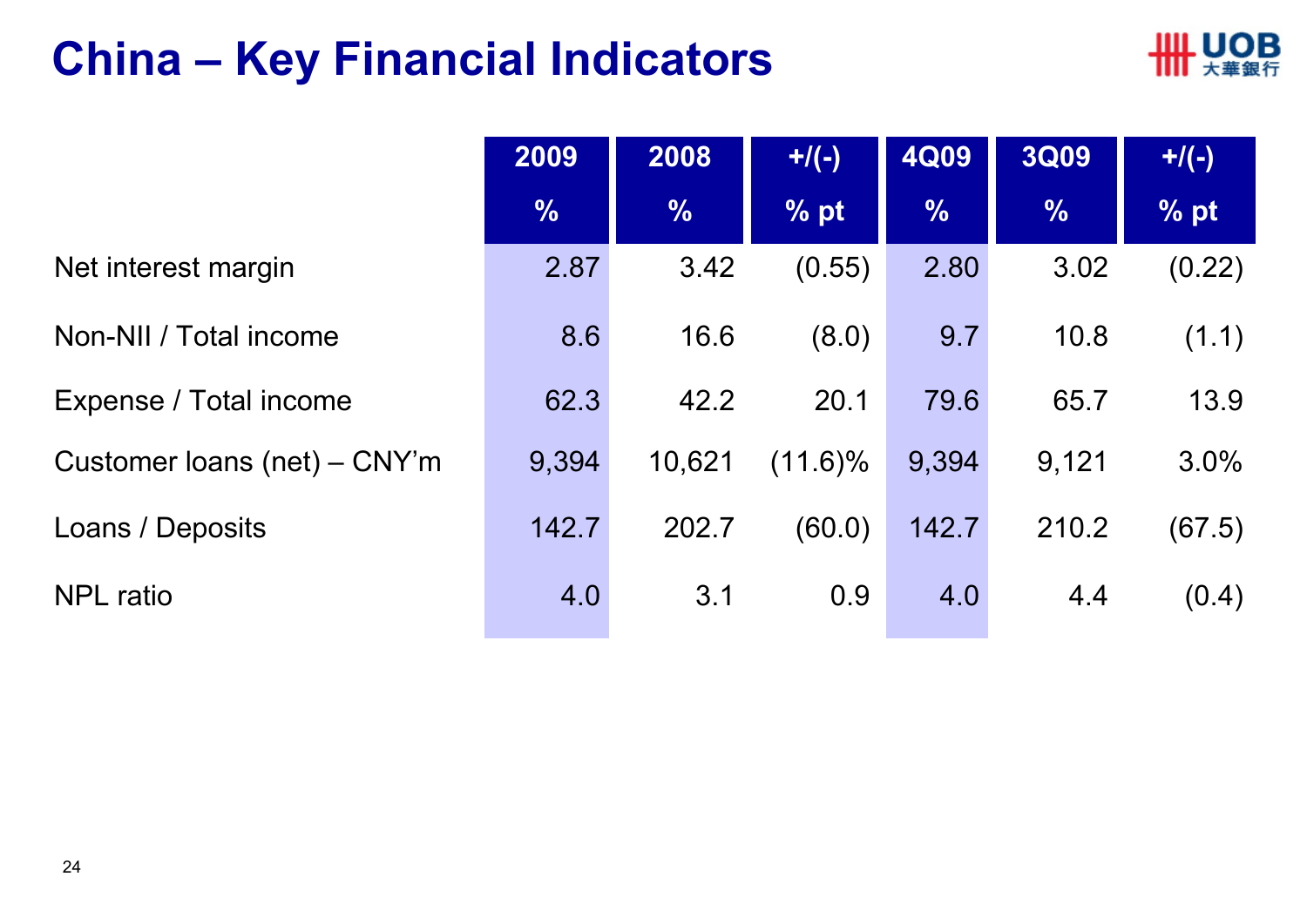# China – Key Financial Indicators

| | 2009 | 2008 | +/(-) | 4Q09 | 3Q09 | +/(-) |
|---|---|---|---|---|---|---|
| | % | % | % pt | % | % | % pt |
| Net interest margin | 2.87 | 3.42 | (0.55) | 2.80 | 3.02 | (0.22) |
| Non-NII / Total income | 8.6 | 16.6 | (8.0) | 9.7 | 10.8 | (1.1) |
| Expense / Total income | 62.3 | 42.2 | 20.1 | 79.6 | 65.7 | 13.9 |
| Customer loans (net) – CNY'm | 9,394 | 10,621 | (11.6)% | 9,394 | 9,121 | 3.0% |
| Loans / Deposits | 142.7 | 202.7 | (60.0) | 142.7 | 210.2 | (67.5) |
| NPL ratio | 4.0 | 3.1 | 0.9 | 4.0 | 4.4 | (0.4) |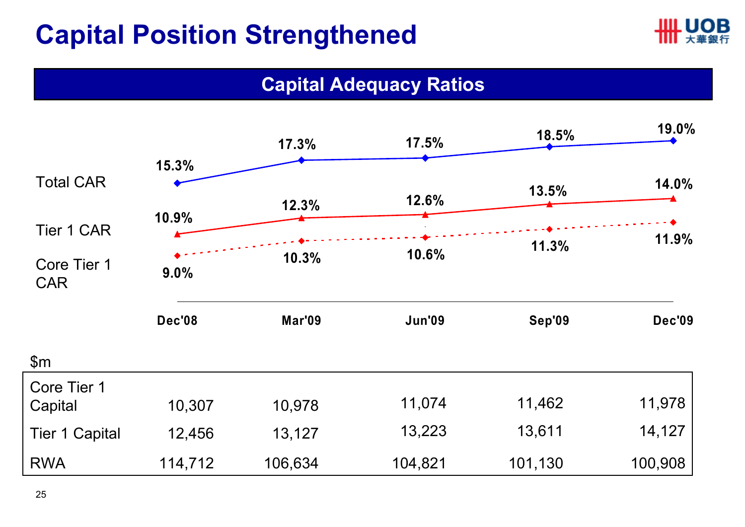# Capital Position Strengthened

## Capital Adequacy Ratios

| | Dec'08 | Mar'09 | Jun'09 | Sep'09 | Dec'09 |
|---|---|---|---|---|---|
| Total CAR | 15.3% | 17.3% | 17.5% | 18.5% | 19.0% |
| Tier 1 CAR | 10.9% | 12.3% | 12.6% | 13.5% | 14.0% |
| Core Tier 1 CAR | 9.0% | 10.3% | 10.6% | 11.3% | 11.9% |

$m

| | Dec'08 | Mar'09 | Jun'09 | Sep'09 | Dec'09 |
|---|---|---|---|---|---|
| Core Tier 1 Capital | 10,307 | 10,978 | 11,074 | 11,462 | 11,978 |
| Tier 1 Capital | 12,456 | 13,127 | 13,223 | 13,611 | 14,127 |
| RWA | 114,712 | 106,634 | 104,821 | 101,130 | 100,908 |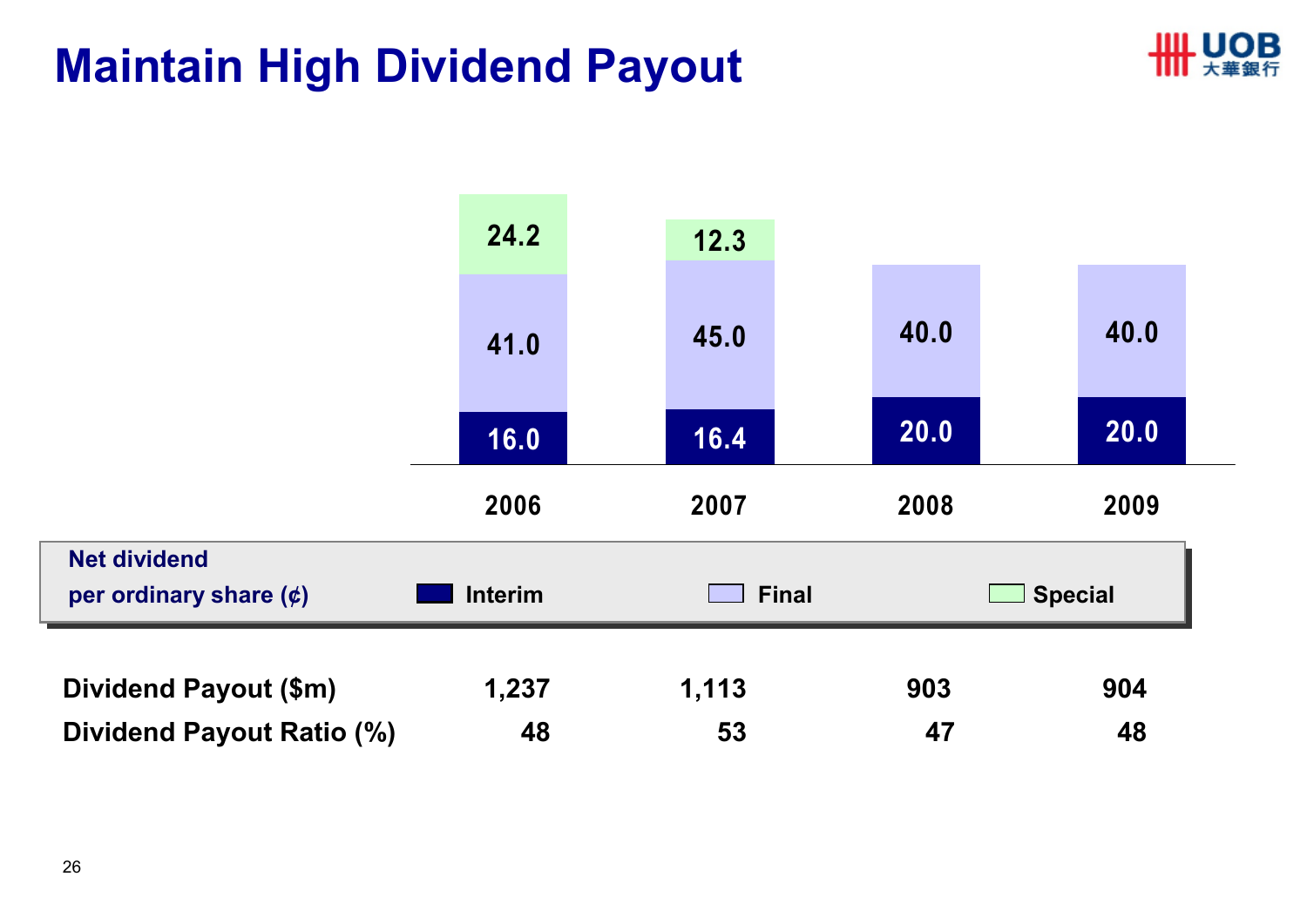# Maintain High Dividend Payout

**Net dividend per ordinary share (¢)**

| | 2006 | 2007 | 2008 | 2009 |
|---|---|---|---|---|
| Interim | 16.0 | 16.4 | 20.0 | 20.0 |
| Final | 41.0 | 45.0 | 40.0 | 40.0 |
| Special | 24.2 | 12.3 | | |

| | 2006 | 2007 | 2008 | 2009 |
|---|---|---|---|---|
| **Dividend Payout ($m)** | 1,237 | 1,113 | 903 | 904 |
| **Dividend Payout Ratio (%)** | 48 | 53 | 47 | 48 |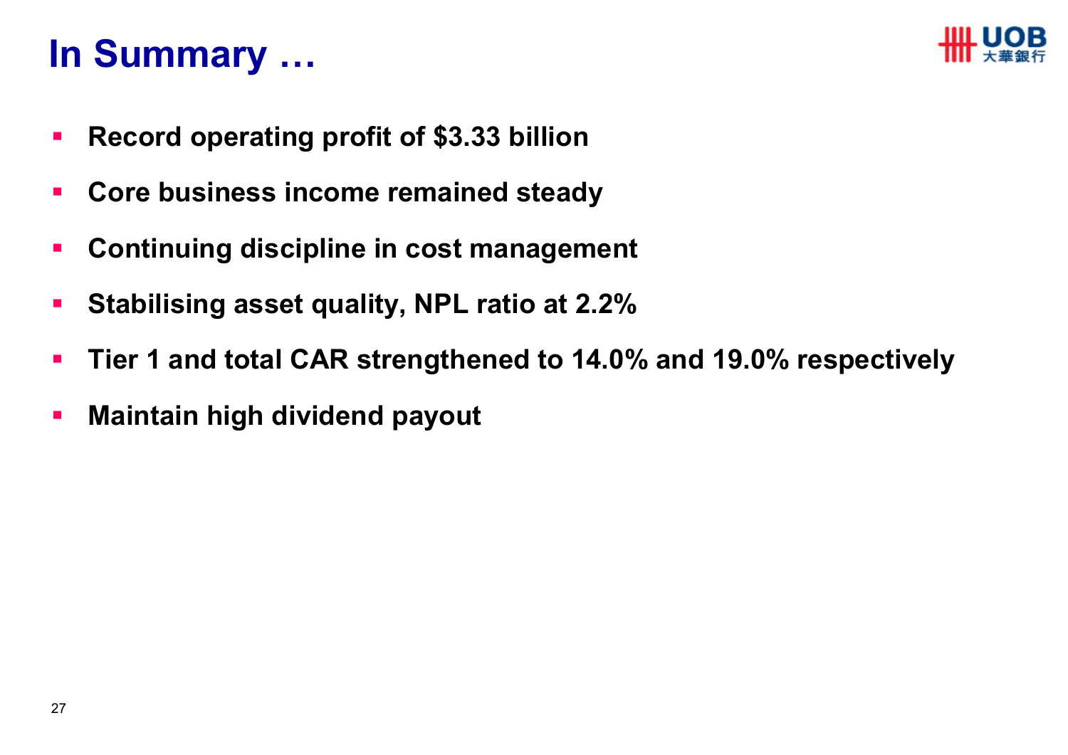# In Summary …

- **Record operating profit of $3.33 billion**
- **Core business income remained steady**
- **Continuing discipline in cost management**
- **Stabilising asset quality, NPL ratio at 2.2%**
- **Tier 1 and total CAR strengthened to 14.0% and 19.0% respectively**
- **Maintain high dividend payout**